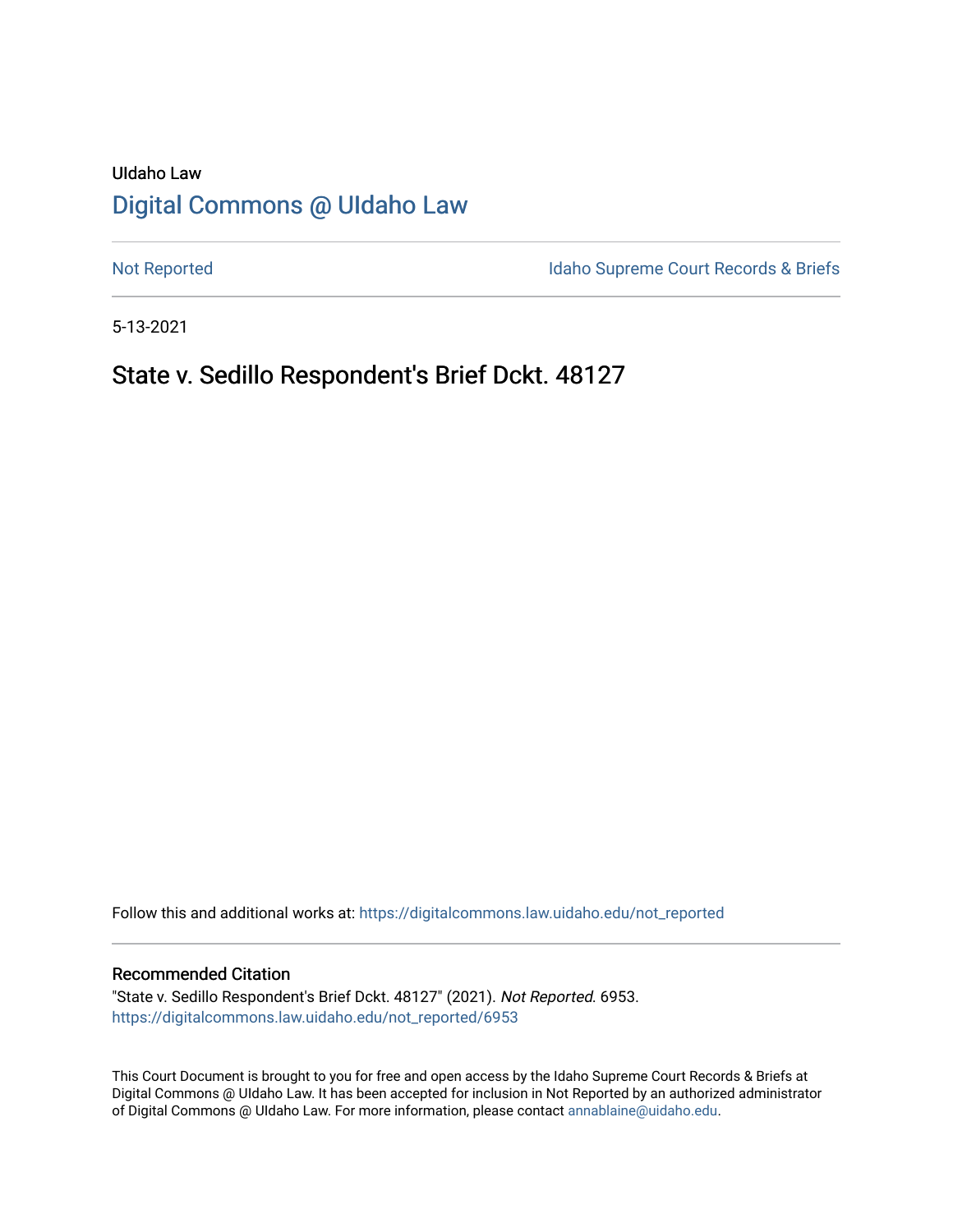UIdaho Law

# Digital Commons @ UIdaho Law

Not Reported | Idaho Supreme Court Records & Briefs

5-13-2021

## State v. Sedillo Respondent's Brief Dckt. 48127

Follow this and additional works at: https://digitalcommons.law.uidaho.edu/not_reported

### Recommended Citation

"State v. Sedillo Respondent's Brief Dckt. 48127" (2021). *Not Reported*. 6953.
https://digitalcommons.law.uidaho.edu/not_reported/6953

This Court Document is brought to you for free and open access by the Idaho Supreme Court Records & Briefs at Digital Commons @ UIdaho Law. It has been accepted for inclusion in Not Reported by an authorized administrator of Digital Commons @ UIdaho Law. For more information, please contact annablaine@uidaho.edu.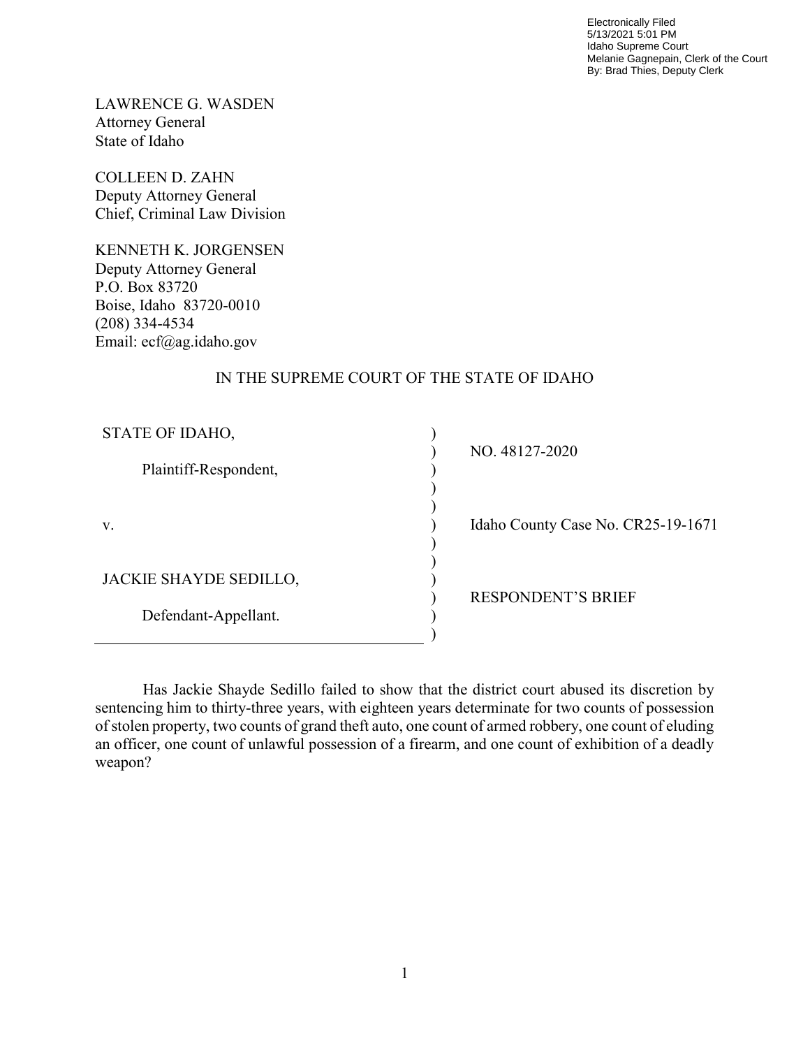Electronically Filed
5/13/2021 5:01 PM
Idaho Supreme Court
Melanie Gagnepain, Clerk of the Court
By: Brad Thies, Deputy Clerk

LAWRENCE G. WASDEN
Attorney General
State of Idaho

COLLEEN D. ZAHN
Deputy Attorney General
Chief, Criminal Law Division

KENNETH K. JORGENSEN
Deputy Attorney General
P.O. Box 83720
Boise, Idaho 83720-0010
(208) 334-4534
Email: ecf@ag.idaho.gov

IN THE SUPREME COURT OF THE STATE OF IDAHO

| | | |
|---|---|---|
| STATE OF IDAHO, | ) | NO. 48127-2020 |
| Plaintiff-Respondent, | ) | |
| v. | ) | Idaho County Case No. CR25-19-1671 |
| JACKIE SHAYDE SEDILLO, | ) | RESPONDENT'S BRIEF |
| Defendant-Appellant. | ) | |

Has Jackie Shayde Sedillo failed to show that the district court abused its discretion by sentencing him to thirty-three years, with eighteen years determinate for two counts of possession of stolen property, two counts of grand theft auto, one count of armed robbery, one count of eluding an officer, one count of unlawful possession of a firearm, and one count of exhibition of a deadly weapon?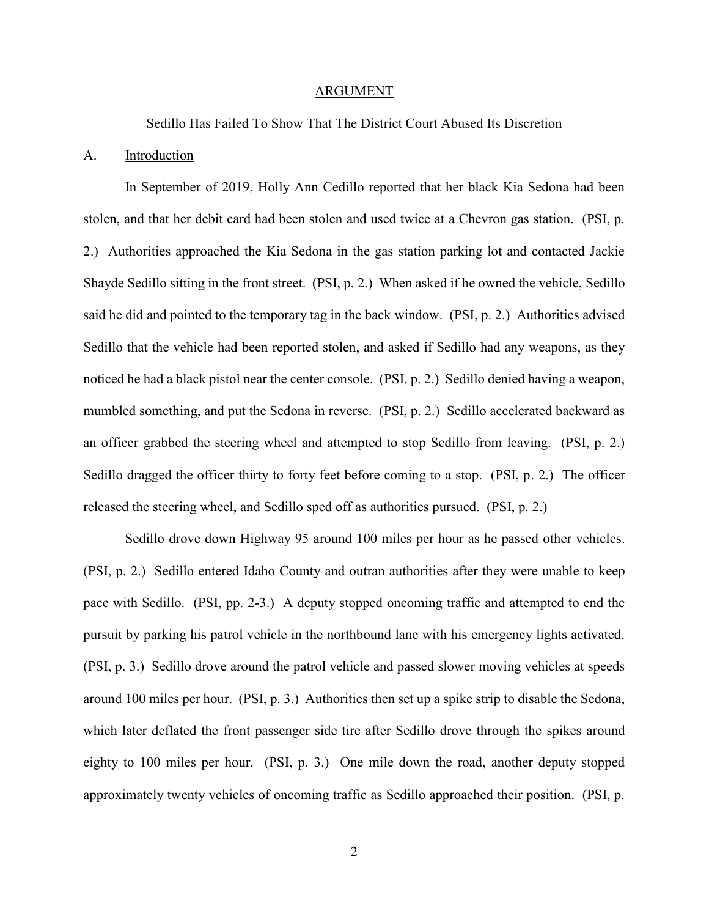## ARGUMENT

### Sedillo Has Failed To Show That The District Court Abused Its Discretion

### A. Introduction

In September of 2019, Holly Ann Cedillo reported that her black Kia Sedona had been stolen, and that her debit card had been stolen and used twice at a Chevron gas station. (PSI, p. 2.) Authorities approached the Kia Sedona in the gas station parking lot and contacted Jackie Shayde Sedillo sitting in the front street. (PSI, p. 2.) When asked if he owned the vehicle, Sedillo said he did and pointed to the temporary tag in the back window. (PSI, p. 2.) Authorities advised Sedillo that the vehicle had been reported stolen, and asked if Sedillo had any weapons, as they noticed he had a black pistol near the center console. (PSI, p. 2.) Sedillo denied having a weapon, mumbled something, and put the Sedona in reverse. (PSI, p. 2.) Sedillo accelerated backward as an officer grabbed the steering wheel and attempted to stop Sedillo from leaving. (PSI, p. 2.) Sedillo dragged the officer thirty to forty feet before coming to a stop. (PSI, p. 2.) The officer released the steering wheel, and Sedillo sped off as authorities pursued. (PSI, p. 2.)

Sedillo drove down Highway 95 around 100 miles per hour as he passed other vehicles. (PSI, p. 2.) Sedillo entered Idaho County and outran authorities after they were unable to keep pace with Sedillo. (PSI, pp. 2-3.) A deputy stopped oncoming traffic and attempted to end the pursuit by parking his patrol vehicle in the northbound lane with his emergency lights activated. (PSI, p. 3.) Sedillo drove around the patrol vehicle and passed slower moving vehicles at speeds around 100 miles per hour. (PSI, p. 3.) Authorities then set up a spike strip to disable the Sedona, which later deflated the front passenger side tire after Sedillo drove through the spikes around eighty to 100 miles per hour. (PSI, p. 3.) One mile down the road, another deputy stopped approximately twenty vehicles of oncoming traffic as Sedillo approached their position. (PSI, p.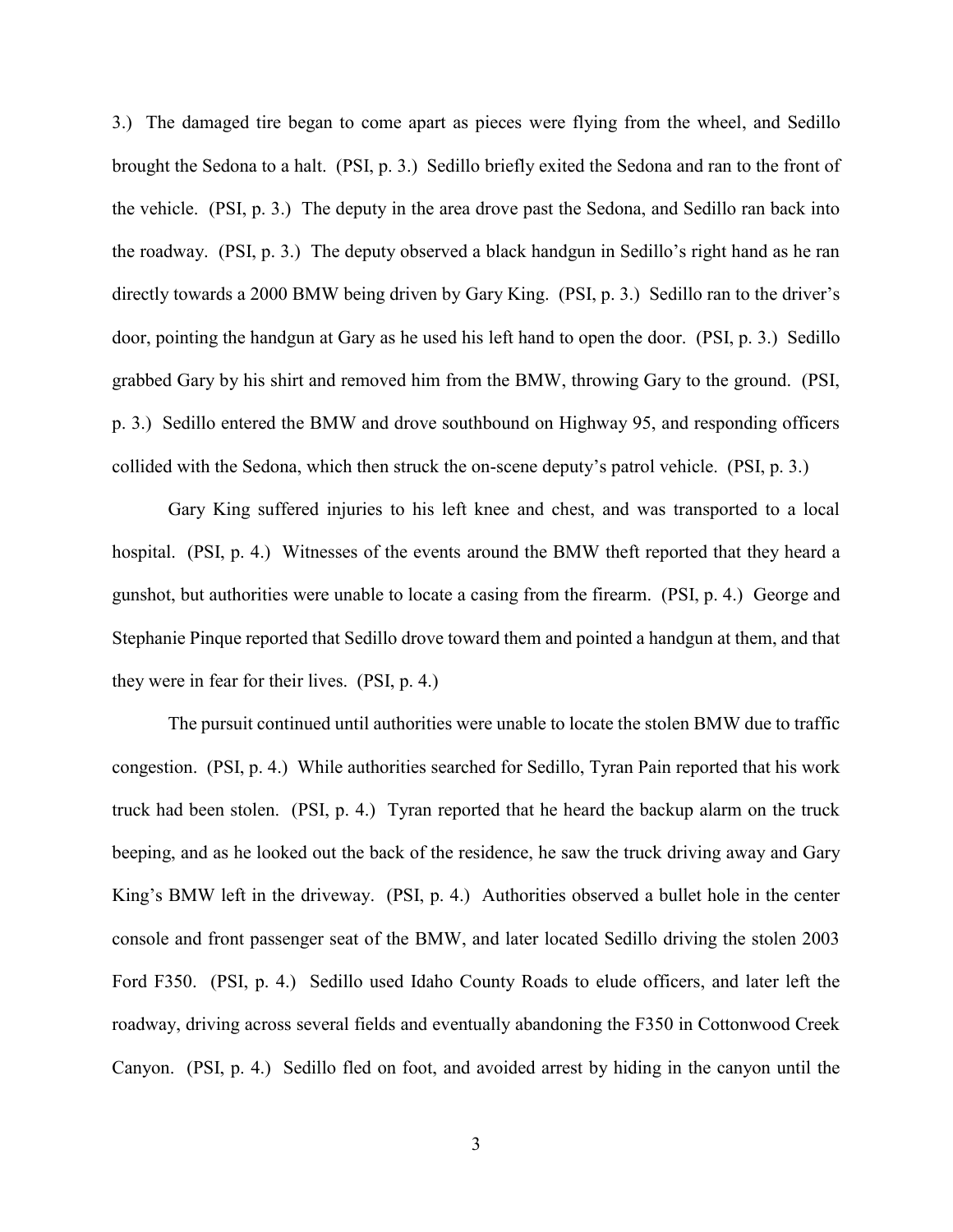3.) The damaged tire began to come apart as pieces were flying from the wheel, and Sedillo brought the Sedona to a halt. (PSI, p. 3.) Sedillo briefly exited the Sedona and ran to the front of the vehicle. (PSI, p. 3.) The deputy in the area drove past the Sedona, and Sedillo ran back into the roadway. (PSI, p. 3.) The deputy observed a black handgun in Sedillo's right hand as he ran directly towards a 2000 BMW being driven by Gary King. (PSI, p. 3.) Sedillo ran to the driver's door, pointing the handgun at Gary as he used his left hand to open the door. (PSI, p. 3.) Sedillo grabbed Gary by his shirt and removed him from the BMW, throwing Gary to the ground. (PSI, p. 3.) Sedillo entered the BMW and drove southbound on Highway 95, and responding officers collided with the Sedona, which then struck the on-scene deputy's patrol vehicle. (PSI, p. 3.)

Gary King suffered injuries to his left knee and chest, and was transported to a local hospital. (PSI, p. 4.) Witnesses of the events around the BMW theft reported that they heard a gunshot, but authorities were unable to locate a casing from the firearm. (PSI, p. 4.) George and Stephanie Pinque reported that Sedillo drove toward them and pointed a handgun at them, and that they were in fear for their lives. (PSI, p. 4.)

The pursuit continued until authorities were unable to locate the stolen BMW due to traffic congestion. (PSI, p. 4.) While authorities searched for Sedillo, Tyran Pain reported that his work truck had been stolen. (PSI, p. 4.) Tyran reported that he heard the backup alarm on the truck beeping, and as he looked out the back of the residence, he saw the truck driving away and Gary King's BMW left in the driveway. (PSI, p. 4.) Authorities observed a bullet hole in the center console and front passenger seat of the BMW, and later located Sedillo driving the stolen 2003 Ford F350. (PSI, p. 4.) Sedillo used Idaho County Roads to elude officers, and later left the roadway, driving across several fields and eventually abandoning the F350 in Cottonwood Creek Canyon. (PSI, p. 4.) Sedillo fled on foot, and avoided arrest by hiding in the canyon until the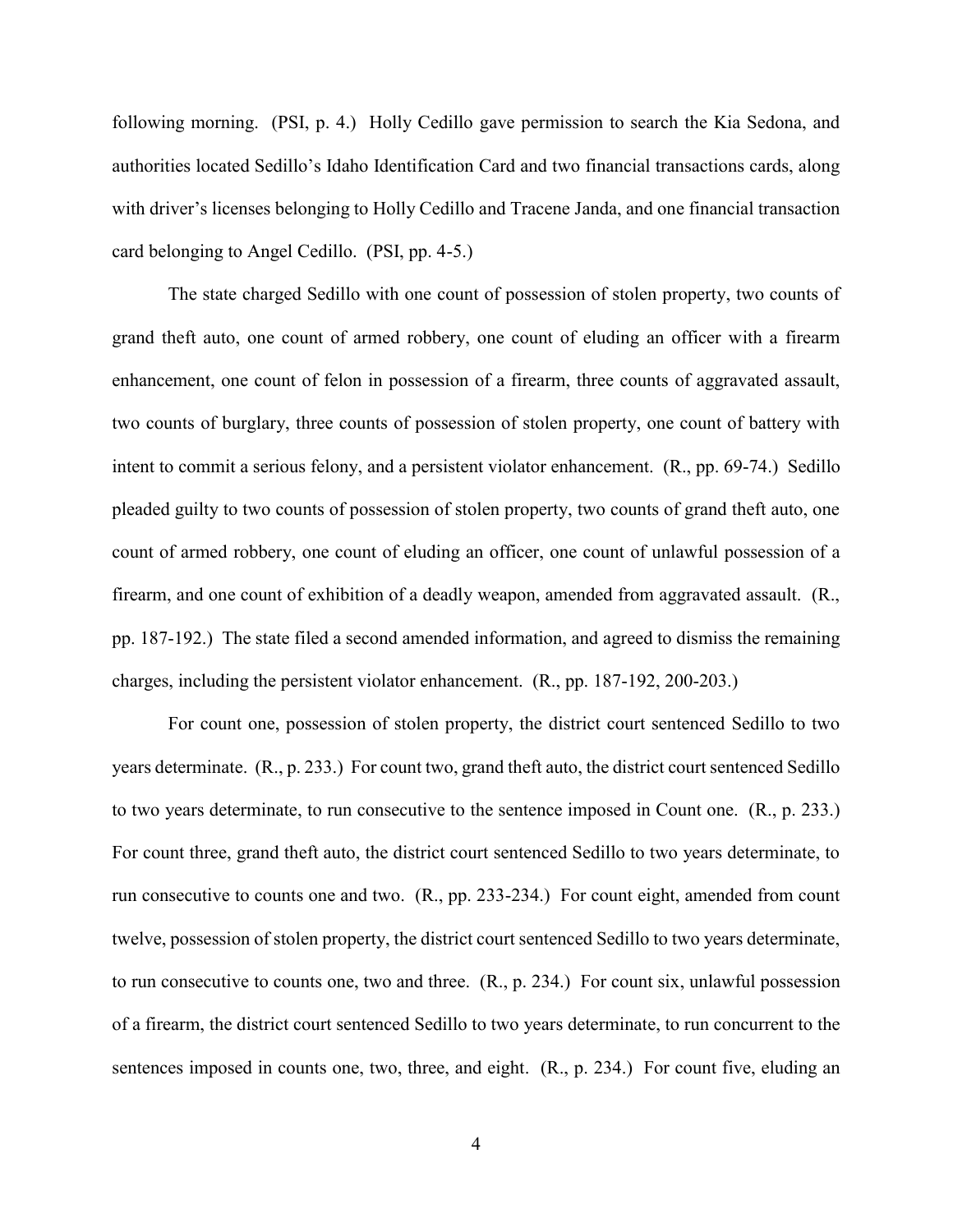following morning. (PSI, p. 4.) Holly Cedillo gave permission to search the Kia Sedona, and authorities located Sedillo's Idaho Identification Card and two financial transactions cards, along with driver's licenses belonging to Holly Cedillo and Tracene Janda, and one financial transaction card belonging to Angel Cedillo. (PSI, pp. 4-5.)

The state charged Sedillo with one count of possession of stolen property, two counts of grand theft auto, one count of armed robbery, one count of eluding an officer with a firearm enhancement, one count of felon in possession of a firearm, three counts of aggravated assault, two counts of burglary, three counts of possession of stolen property, one count of battery with intent to commit a serious felony, and a persistent violator enhancement. (R., pp. 69-74.) Sedillo pleaded guilty to two counts of possession of stolen property, two counts of grand theft auto, one count of armed robbery, one count of eluding an officer, one count of unlawful possession of a firearm, and one count of exhibition of a deadly weapon, amended from aggravated assault. (R., pp. 187-192.) The state filed a second amended information, and agreed to dismiss the remaining charges, including the persistent violator enhancement. (R., pp. 187-192, 200-203.)

For count one, possession of stolen property, the district court sentenced Sedillo to two years determinate. (R., p. 233.) For count two, grand theft auto, the district court sentenced Sedillo to two years determinate, to run consecutive to the sentence imposed in Count one. (R., p. 233.) For count three, grand theft auto, the district court sentenced Sedillo to two years determinate, to run consecutive to counts one and two. (R., pp. 233-234.) For count eight, amended from count twelve, possession of stolen property, the district court sentenced Sedillo to two years determinate, to run consecutive to counts one, two and three. (R., p. 234.) For count six, unlawful possession of a firearm, the district court sentenced Sedillo to two years determinate, to run concurrent to the sentences imposed in counts one, two, three, and eight. (R., p. 234.) For count five, eluding an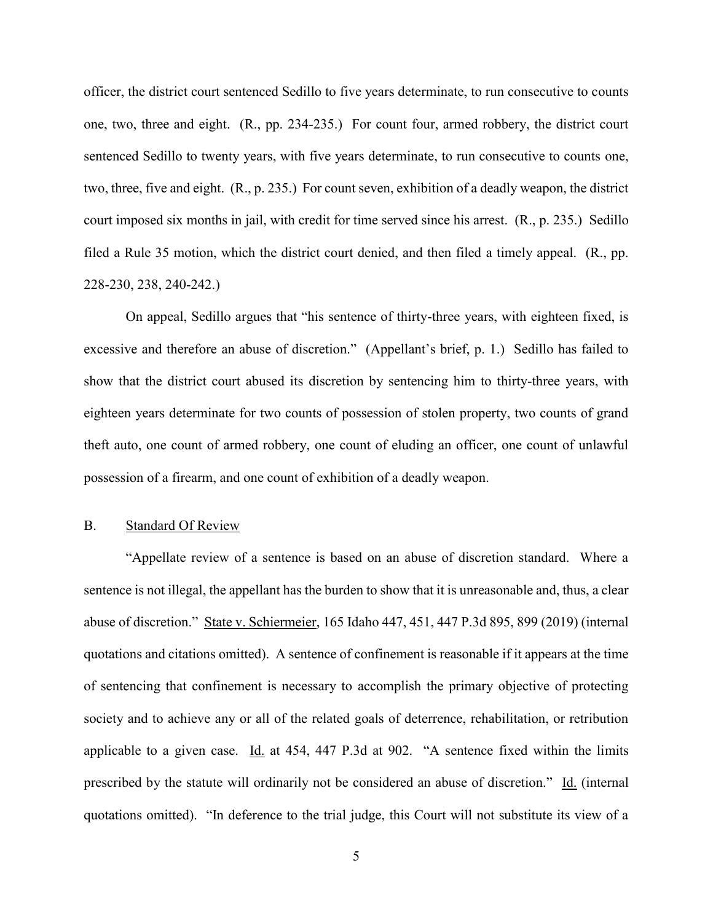officer, the district court sentenced Sedillo to five years determinate, to run consecutive to counts one, two, three and eight. (R., pp. 234-235.) For count four, armed robbery, the district court sentenced Sedillo to twenty years, with five years determinate, to run consecutive to counts one, two, three, five and eight. (R., p. 235.) For count seven, exhibition of a deadly weapon, the district court imposed six months in jail, with credit for time served since his arrest. (R., p. 235.) Sedillo filed a Rule 35 motion, which the district court denied, and then filed a timely appeal. (R., pp. 228-230, 238, 240-242.)

On appeal, Sedillo argues that "his sentence of thirty-three years, with eighteen fixed, is excessive and therefore an abuse of discretion." (Appellant's brief, p. 1.) Sedillo has failed to show that the district court abused its discretion by sentencing him to thirty-three years, with eighteen years determinate for two counts of possession of stolen property, two counts of grand theft auto, one count of armed robbery, one count of eluding an officer, one count of unlawful possession of a firearm, and one count of exhibition of a deadly weapon.

## B. Standard Of Review

"Appellate review of a sentence is based on an abuse of discretion standard. Where a sentence is not illegal, the appellant has the burden to show that it is unreasonable and, thus, a clear abuse of discretion." State v. Schiermeier, 165 Idaho 447, 451, 447 P.3d 895, 899 (2019) (internal quotations and citations omitted). A sentence of confinement is reasonable if it appears at the time of sentencing that confinement is necessary to accomplish the primary objective of protecting society and to achieve any or all of the related goals of deterrence, rehabilitation, or retribution applicable to a given case. Id. at 454, 447 P.3d at 902. "A sentence fixed within the limits prescribed by the statute will ordinarily not be considered an abuse of discretion." Id. (internal quotations omitted). "In deference to the trial judge, this Court will not substitute its view of a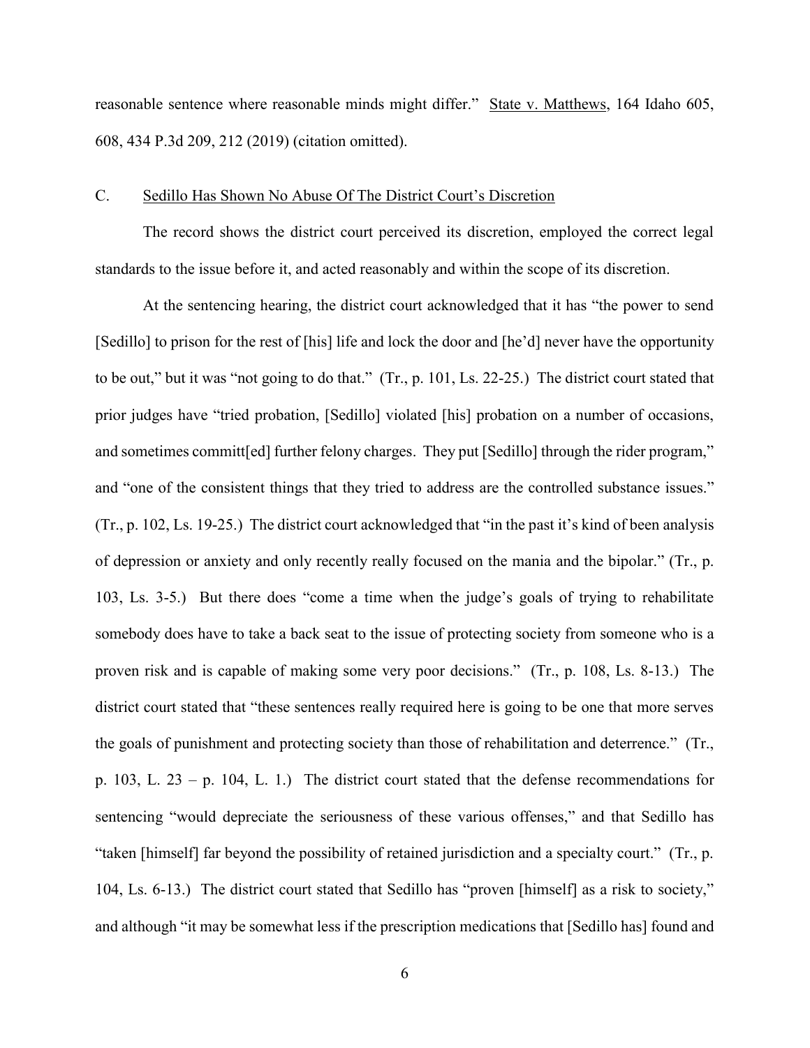reasonable sentence where reasonable minds might differ." State v. Matthews, 164 Idaho 605, 608, 434 P.3d 209, 212 (2019) (citation omitted).

### C. Sedillo Has Shown No Abuse Of The District Court's Discretion

The record shows the district court perceived its discretion, employed the correct legal standards to the issue before it, and acted reasonably and within the scope of its discretion.

At the sentencing hearing, the district court acknowledged that it has "the power to send [Sedillo] to prison for the rest of [his] life and lock the door and [he'd] never have the opportunity to be out," but it was "not going to do that." (Tr., p. 101, Ls. 22-25.) The district court stated that prior judges have "tried probation, [Sedillo] violated [his] probation on a number of occasions, and sometimes committ[ed] further felony charges. They put [Sedillo] through the rider program," and "one of the consistent things that they tried to address are the controlled substance issues." (Tr., p. 102, Ls. 19-25.) The district court acknowledged that "in the past it's kind of been analysis of depression or anxiety and only recently really focused on the mania and the bipolar." (Tr., p. 103, Ls. 3-5.) But there does "come a time when the judge's goals of trying to rehabilitate somebody does have to take a back seat to the issue of protecting society from someone who is a proven risk and is capable of making some very poor decisions." (Tr., p. 108, Ls. 8-13.) The district court stated that "these sentences really required here is going to be one that more serves the goals of punishment and protecting society than those of rehabilitation and deterrence." (Tr., p. 103, L. 23 – p. 104, L. 1.) The district court stated that the defense recommendations for sentencing "would depreciate the seriousness of these various offenses," and that Sedillo has "taken [himself] far beyond the possibility of retained jurisdiction and a specialty court." (Tr., p. 104, Ls. 6-13.) The district court stated that Sedillo has "proven [himself] as a risk to society," and although "it may be somewhat less if the prescription medications that [Sedillo has] found and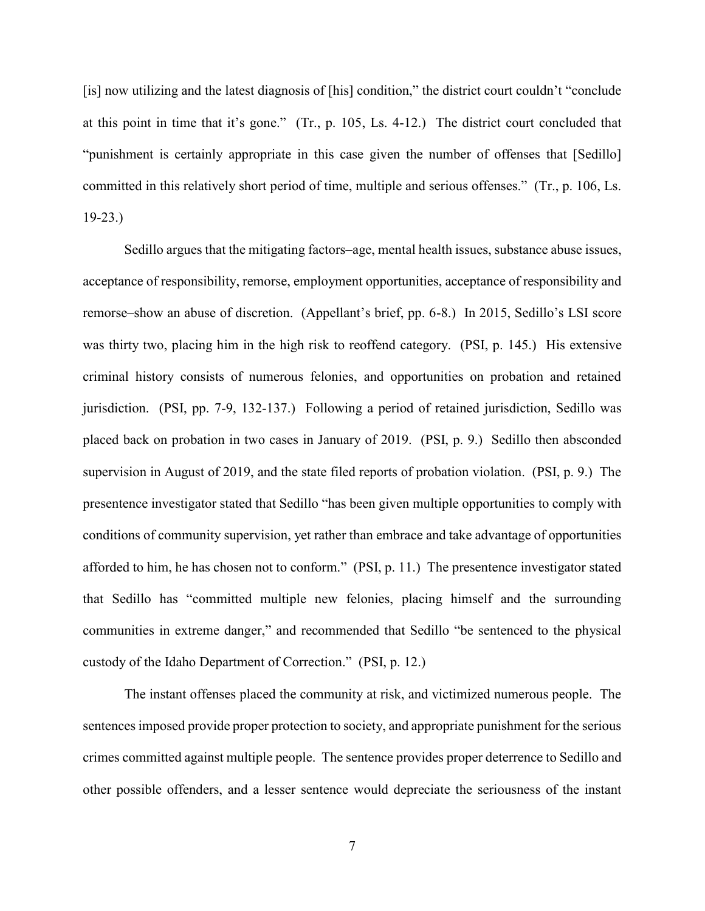[is] now utilizing and the latest diagnosis of [his] condition," the district court couldn't "conclude at this point in time that it's gone." (Tr., p. 105, Ls. 4-12.) The district court concluded that "punishment is certainly appropriate in this case given the number of offenses that [Sedillo] committed in this relatively short period of time, multiple and serious offenses." (Tr., p. 106, Ls. 19-23.)

Sedillo argues that the mitigating factors–age, mental health issues, substance abuse issues, acceptance of responsibility, remorse, employment opportunities, acceptance of responsibility and remorse–show an abuse of discretion. (Appellant's brief, pp. 6-8.) In 2015, Sedillo's LSI score was thirty two, placing him in the high risk to reoffend category. (PSI, p. 145.) His extensive criminal history consists of numerous felonies, and opportunities on probation and retained jurisdiction. (PSI, pp. 7-9, 132-137.) Following a period of retained jurisdiction, Sedillo was placed back on probation in two cases in January of 2019. (PSI, p. 9.) Sedillo then absconded supervision in August of 2019, and the state filed reports of probation violation. (PSI, p. 9.) The presentence investigator stated that Sedillo "has been given multiple opportunities to comply with conditions of community supervision, yet rather than embrace and take advantage of opportunities afforded to him, he has chosen not to conform." (PSI, p. 11.) The presentence investigator stated that Sedillo has "committed multiple new felonies, placing himself and the surrounding communities in extreme danger," and recommended that Sedillo "be sentenced to the physical custody of the Idaho Department of Correction." (PSI, p. 12.)

The instant offenses placed the community at risk, and victimized numerous people. The sentences imposed provide proper protection to society, and appropriate punishment for the serious crimes committed against multiple people. The sentence provides proper deterrence to Sedillo and other possible offenders, and a lesser sentence would depreciate the seriousness of the instant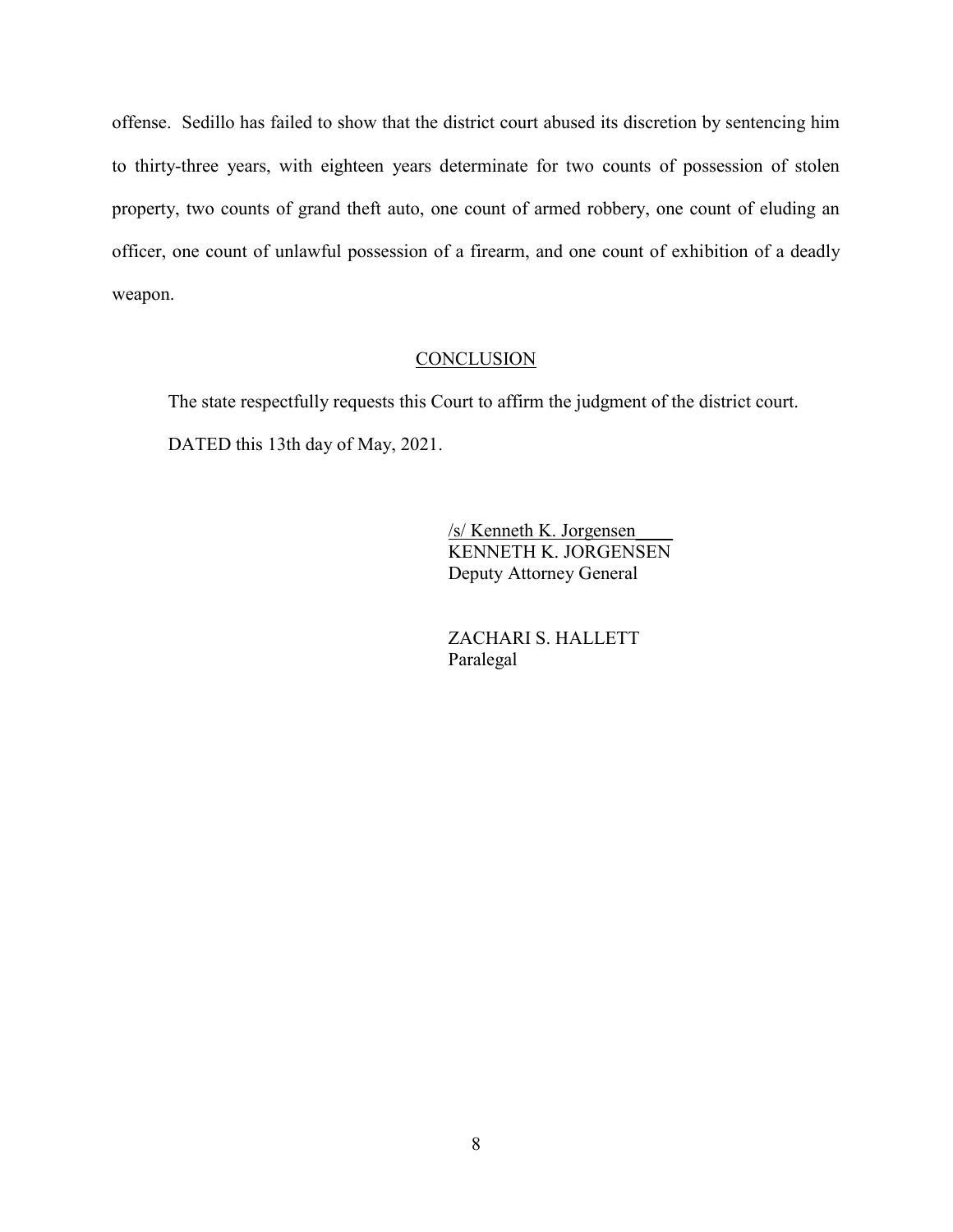offense. Sedillo has failed to show that the district court abused its discretion by sentencing him to thirty-three years, with eighteen years determinate for two counts of possession of stolen property, two counts of grand theft auto, one count of armed robbery, one count of eluding an officer, one count of unlawful possession of a firearm, and one count of exhibition of a deadly weapon.

## CONCLUSION

The state respectfully requests this Court to affirm the judgment of the district court.

DATED this 13th day of May, 2021.

/s/ Kenneth K. Jorgensen
KENNETH K. JORGENSEN
Deputy Attorney General

ZACHARI S. HALLETT
Paralegal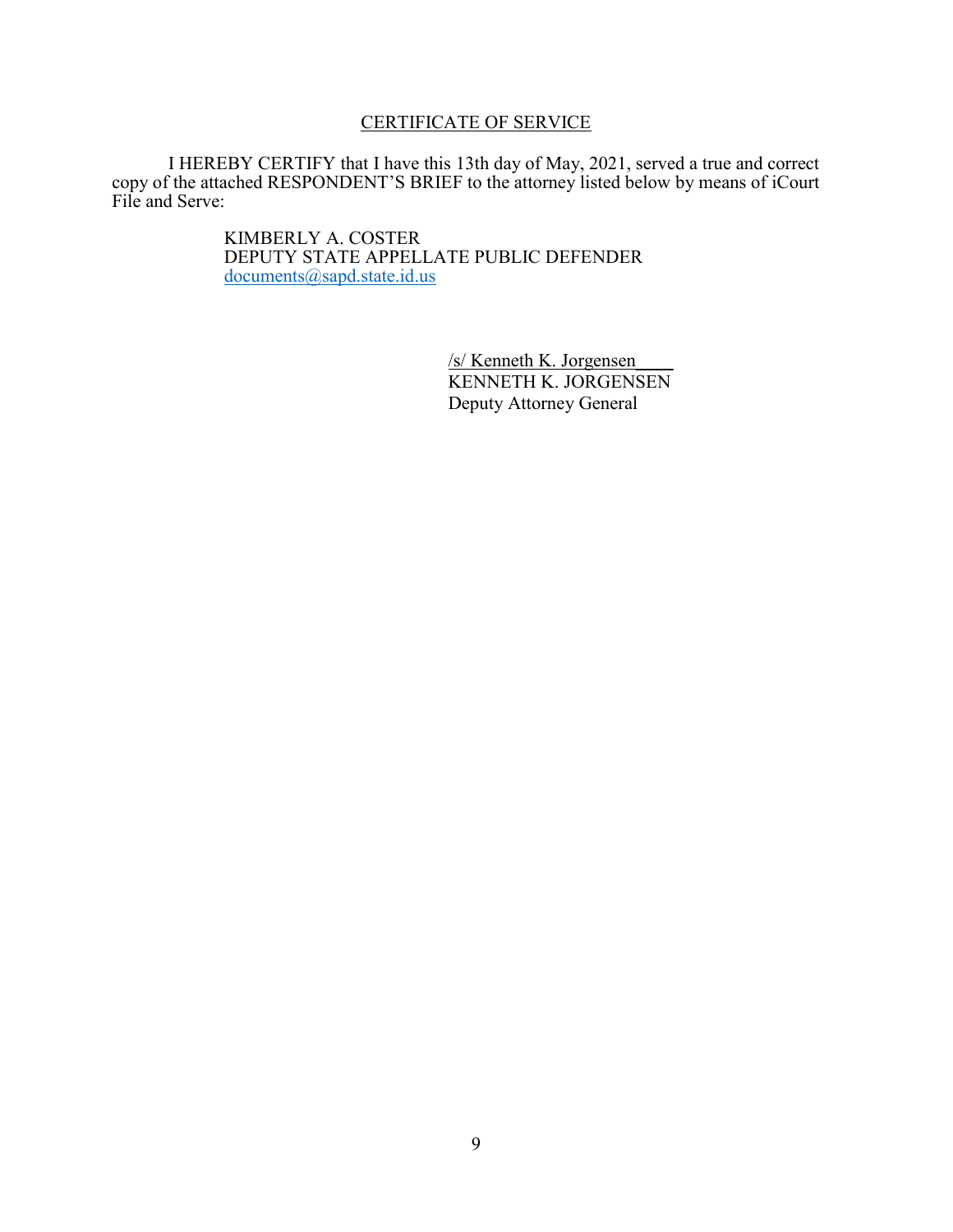CERTIFICATE OF SERVICE

I HEREBY CERTIFY that I have this 13th day of May, 2021, served a true and correct copy of the attached RESPONDENT'S BRIEF to the attorney listed below by means of iCourt File and Serve:

KIMBERLY A. COSTER
DEPUTY STATE APPELLATE PUBLIC DEFENDER
documents@sapd.state.id.us

/s/ Kenneth K. Jorgensen
KENNETH K. JORGENSEN
Deputy Attorney General